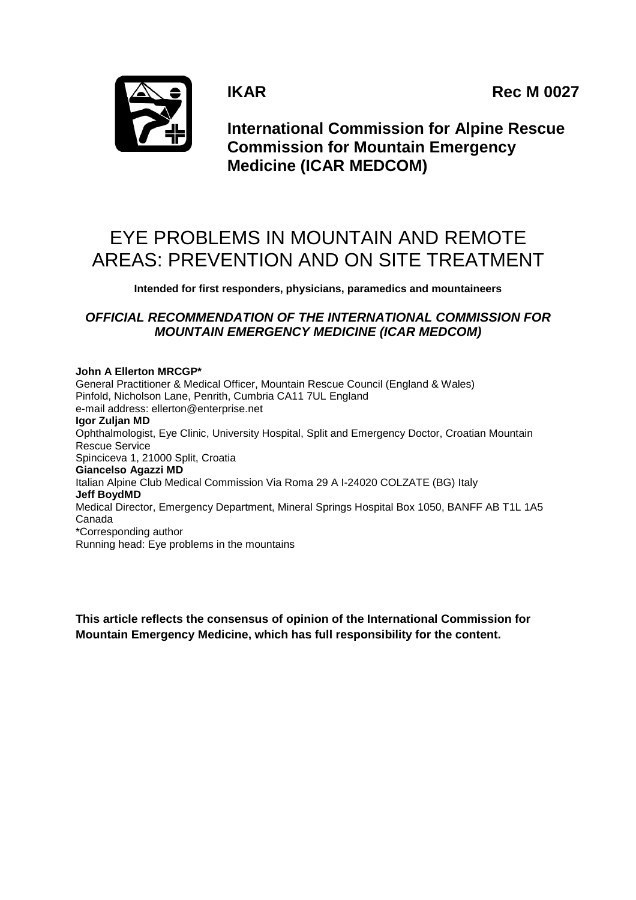**IKAR** **Rec M 0027**

**International Commission for Alpine Rescue Commission for Mountain Emergency Medicine (ICAR MEDCOM)**

# EYE PROBLEMS IN MOUNTAIN AND REMOTE AREAS: PREVENTION AND ON SITE TREATMENT

**Intended for first responders, physicians, paramedics and mountaineers**

***OFFICIAL RECOMMENDATION OF THE INTERNATIONAL COMMISSION FOR MOUNTAIN EMERGENCY MEDICINE (ICAR MEDCOM)***

**John A Ellerton MRCGP***
General Practitioner & Medical Officer, Mountain Rescue Council (England & Wales)
Pinfold, Nicholson Lane, Penrith, Cumbria CA11 7UL England
e-mail address: ellerton@enterprise.net
**Igor Zuljan MD**
Ophthalmologist, Eye Clinic, University Hospital, Split and Emergency Doctor, Croatian Mountain Rescue Service
Spinciceva 1, 21000 Split, Croatia
**Giancelso Agazzi MD**
Italian Alpine Club Medical Commission Via Roma 29 A I-24020 COLZATE (BG) Italy
**Jeff BoydMD**
Medical Director, Emergency Department, Mineral Springs Hospital Box 1050, BANFF AB T1L 1A5 Canada
*Corresponding author
Running head: Eye problems in the mountains

**This article reflects the consensus of opinion of the International Commission for Mountain Emergency Medicine, which has full responsibility for the content.**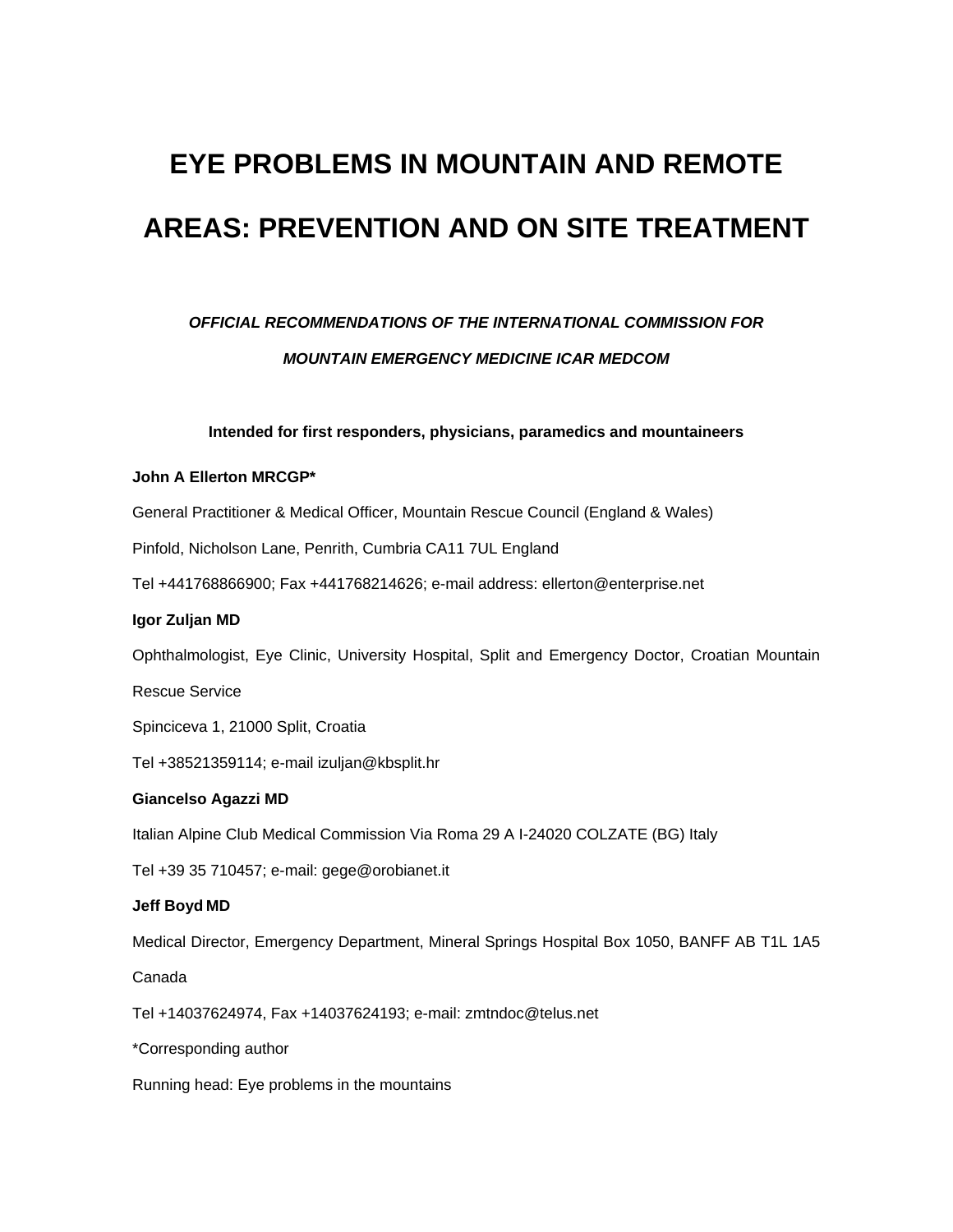# EYE PROBLEMS IN MOUNTAIN AND REMOTE AREAS: PREVENTION AND ON SITE TREATMENT

***OFFICIAL RECOMMENDATIONS OF THE INTERNATIONAL COMMISSION FOR MOUNTAIN EMERGENCY MEDICINE ICAR MEDCOM***

**Intended for first responders, physicians, paramedics and mountaineers**

**John A Ellerton MRCGP***

General Practitioner & Medical Officer, Mountain Rescue Council (England & Wales)

Pinfold, Nicholson Lane, Penrith, Cumbria CA11 7UL England

Tel +441768866900; Fax +441768214626; e-mail address: ellerton@enterprise.net

**Igor Zuljan MD**

Ophthalmologist, Eye Clinic, University Hospital, Split and Emergency Doctor, Croatian Mountain Rescue Service

Spinciceva 1, 21000 Split, Croatia

Tel +38521359114; e-mail izuljan@kbsplit.hr

**Giancelso Agazzi MD**

Italian Alpine Club Medical Commission Via Roma 29 A I-24020 COLZATE (BG) Italy

Tel +39 35 710457; e-mail: gege@orobianet.it

**Jeff Boyd MD**

Medical Director, Emergency Department, Mineral Springs Hospital Box 1050, BANFF AB T1L 1A5 Canada

Tel +14037624974, Fax +14037624193; e-mail: zmtndoc@telus.net

*Corresponding author

Running head: Eye problems in the mountains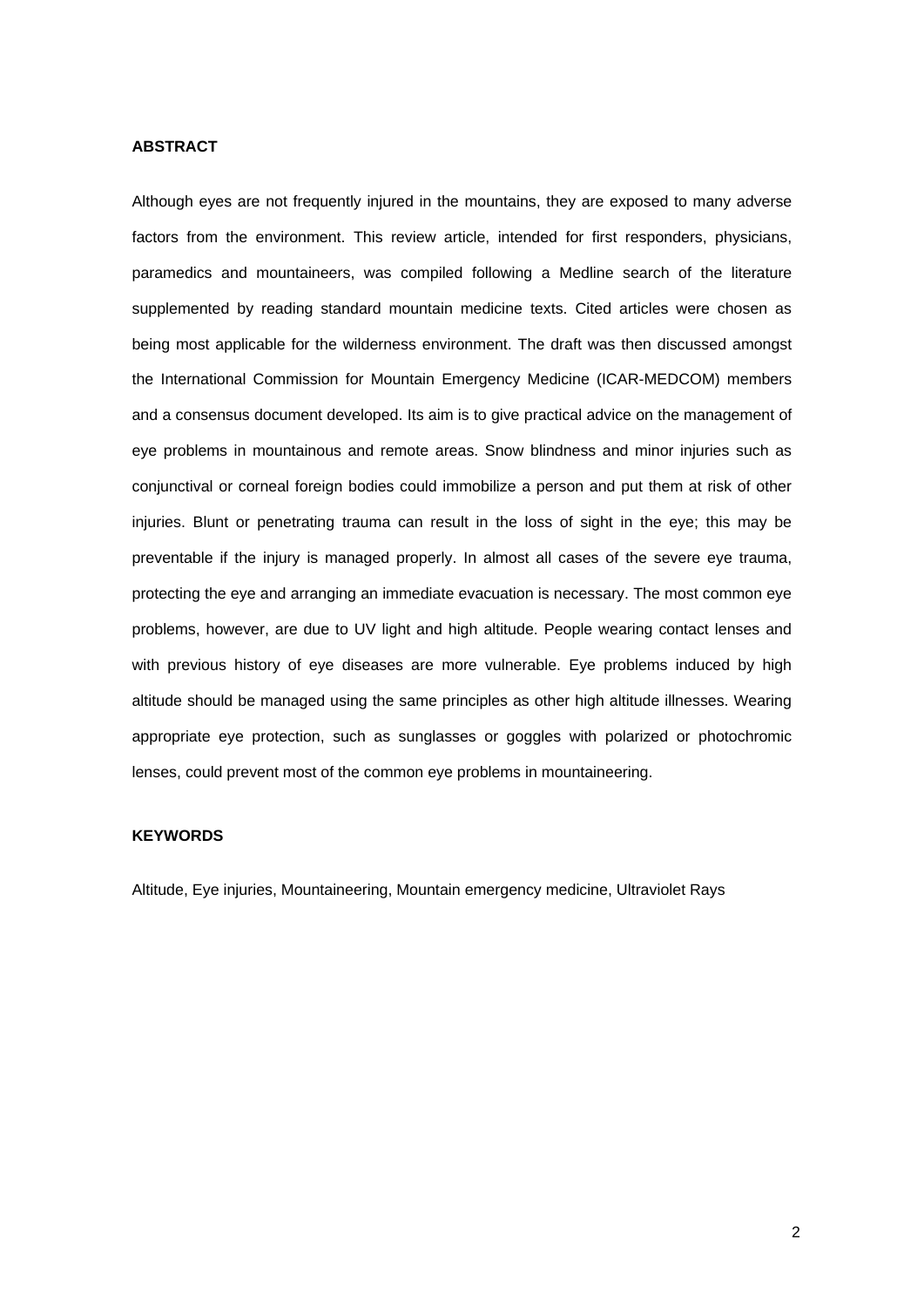**ABSTRACT**

Although eyes are not frequently injured in the mountains, they are exposed to many adverse factors from the environment. This review article, intended for first responders, physicians, paramedics and mountaineers, was compiled following a Medline search of the literature supplemented by reading standard mountain medicine texts. Cited articles were chosen as being most applicable for the wilderness environment. The draft was then discussed amongst the International Commission for Mountain Emergency Medicine (ICAR-MEDCOM) members and a consensus document developed. Its aim is to give practical advice on the management of eye problems in mountainous and remote areas. Snow blindness and minor injuries such as conjunctival or corneal foreign bodies could immobilize a person and put them at risk of other injuries. Blunt or penetrating trauma can result in the loss of sight in the eye; this may be preventable if the injury is managed properly. In almost all cases of the severe eye trauma, protecting the eye and arranging an immediate evacuation is necessary. The most common eye problems, however, are due to UV light and high altitude. People wearing contact lenses and with previous history of eye diseases are more vulnerable. Eye problems induced by high altitude should be managed using the same principles as other high altitude illnesses. Wearing appropriate eye protection, such as sunglasses or goggles with polarized or photochromic lenses, could prevent most of the common eye problems in mountaineering.

**KEYWORDS**

Altitude, Eye injuries, Mountaineering, Mountain emergency medicine, Ultraviolet Rays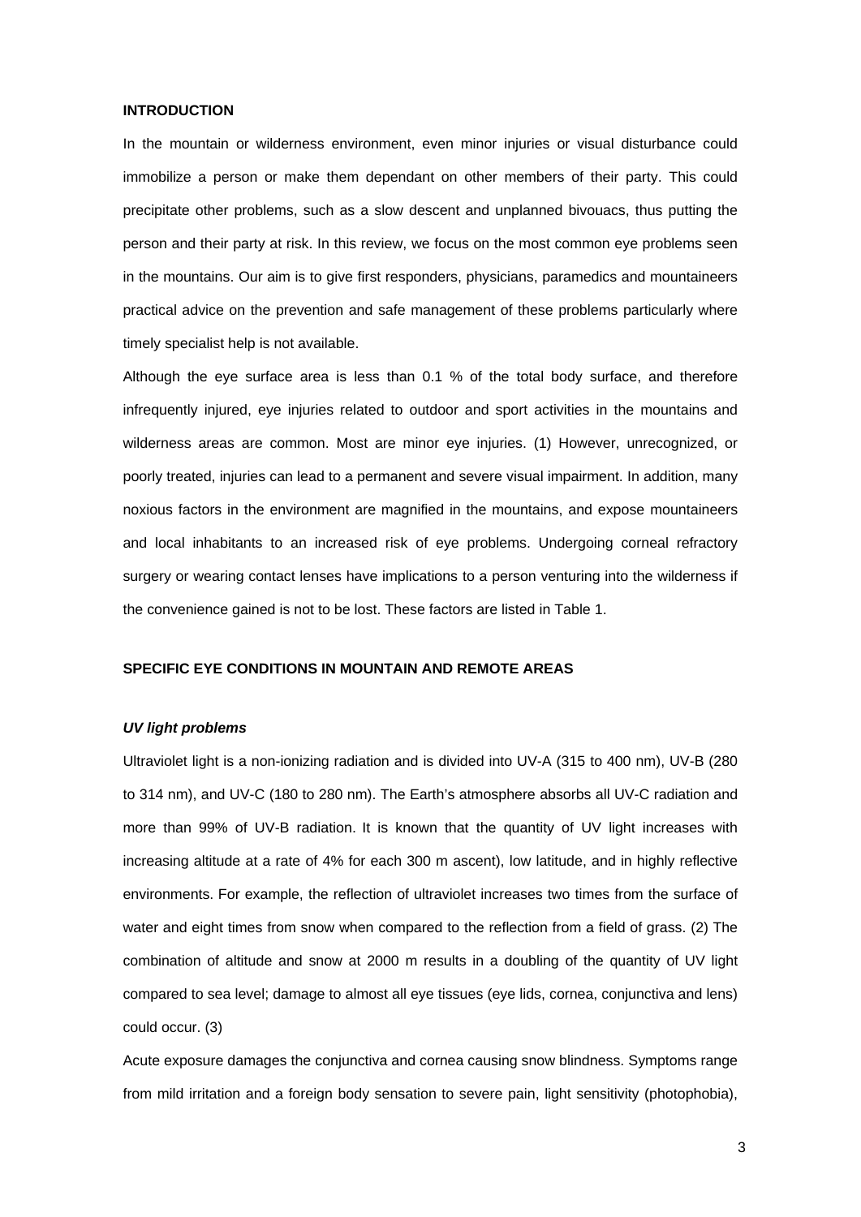## INTRODUCTION

In the mountain or wilderness environment, even minor injuries or visual disturbance could immobilize a person or make them dependant on other members of their party. This could precipitate other problems, such as a slow descent and unplanned bivouacs, thus putting the person and their party at risk. In this review, we focus on the most common eye problems seen in the mountains. Our aim is to give first responders, physicians, paramedics and mountaineers practical advice on the prevention and safe management of these problems particularly where timely specialist help is not available.

Although the eye surface area is less than 0.1 % of the total body surface, and therefore infrequently injured, eye injuries related to outdoor and sport activities in the mountains and wilderness areas are common. Most are minor eye injuries. (1) However, unrecognized, or poorly treated, injuries can lead to a permanent and severe visual impairment. In addition, many noxious factors in the environment are magnified in the mountains, and expose mountaineers and local inhabitants to an increased risk of eye problems. Undergoing corneal refractory surgery or wearing contact lenses have implications to a person venturing into the wilderness if the convenience gained is not to be lost. These factors are listed in Table 1.

## SPECIFIC EYE CONDITIONS IN MOUNTAIN AND REMOTE AREAS

### *UV light problems*

Ultraviolet light is a non-ionizing radiation and is divided into UV-A (315 to 400 nm), UV-B (280 to 314 nm), and UV-C (180 to 280 nm). The Earth's atmosphere absorbs all UV-C radiation and more than 99% of UV-B radiation. It is known that the quantity of UV light increases with increasing altitude at a rate of 4% for each 300 m ascent), low latitude, and in highly reflective environments. For example, the reflection of ultraviolet increases two times from the surface of water and eight times from snow when compared to the reflection from a field of grass. (2) The combination of altitude and snow at 2000 m results in a doubling of the quantity of UV light compared to sea level; damage to almost all eye tissues (eye lids, cornea, conjunctiva and lens) could occur. (3)

Acute exposure damages the conjunctiva and cornea causing snow blindness. Symptoms range from mild irritation and a foreign body sensation to severe pain, light sensitivity (photophobia),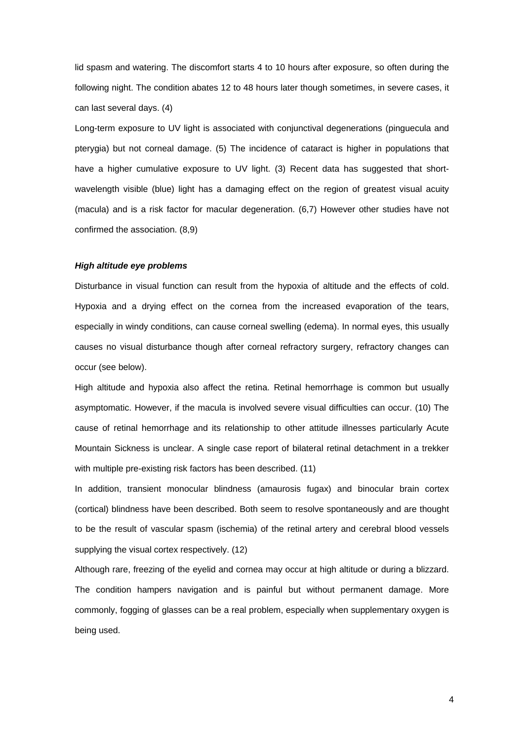lid spasm and watering. The discomfort starts 4 to 10 hours after exposure, so often during the following night. The condition abates 12 to 48 hours later though sometimes, in severe cases, it can last several days. (4)

Long-term exposure to UV light is associated with conjunctival degenerations (pinguecula and pterygia) but not corneal damage. (5) The incidence of cataract is higher in populations that have a higher cumulative exposure to UV light. (3) Recent data has suggested that short-wavelength visible (blue) light has a damaging effect on the region of greatest visual acuity (macula) and is a risk factor for macular degeneration. (6,7) However other studies have not confirmed the association. (8,9)

***High altitude eye problems***

Disturbance in visual function can result from the hypoxia of altitude and the effects of cold. Hypoxia and a drying effect on the cornea from the increased evaporation of the tears, especially in windy conditions, can cause corneal swelling (edema). In normal eyes, this usually causes no visual disturbance though after corneal refractory surgery, refractory changes can occur (see below).

High altitude and hypoxia also affect the retina. Retinal hemorrhage is common but usually asymptomatic. However, if the macula is involved severe visual difficulties can occur. (10) The cause of retinal hemorrhage and its relationship to other attitude illnesses particularly Acute Mountain Sickness is unclear. A single case report of bilateral retinal detachment in a trekker with multiple pre-existing risk factors has been described. (11)

In addition, transient monocular blindness (amaurosis fugax) and binocular brain cortex (cortical) blindness have been described. Both seem to resolve spontaneously and are thought to be the result of vascular spasm (ischemia) of the retinal artery and cerebral blood vessels supplying the visual cortex respectively. (12)

Although rare, freezing of the eyelid and cornea may occur at high altitude or during a blizzard. The condition hampers navigation and is painful but without permanent damage. More commonly, fogging of glasses can be a real problem, especially when supplementary oxygen is being used.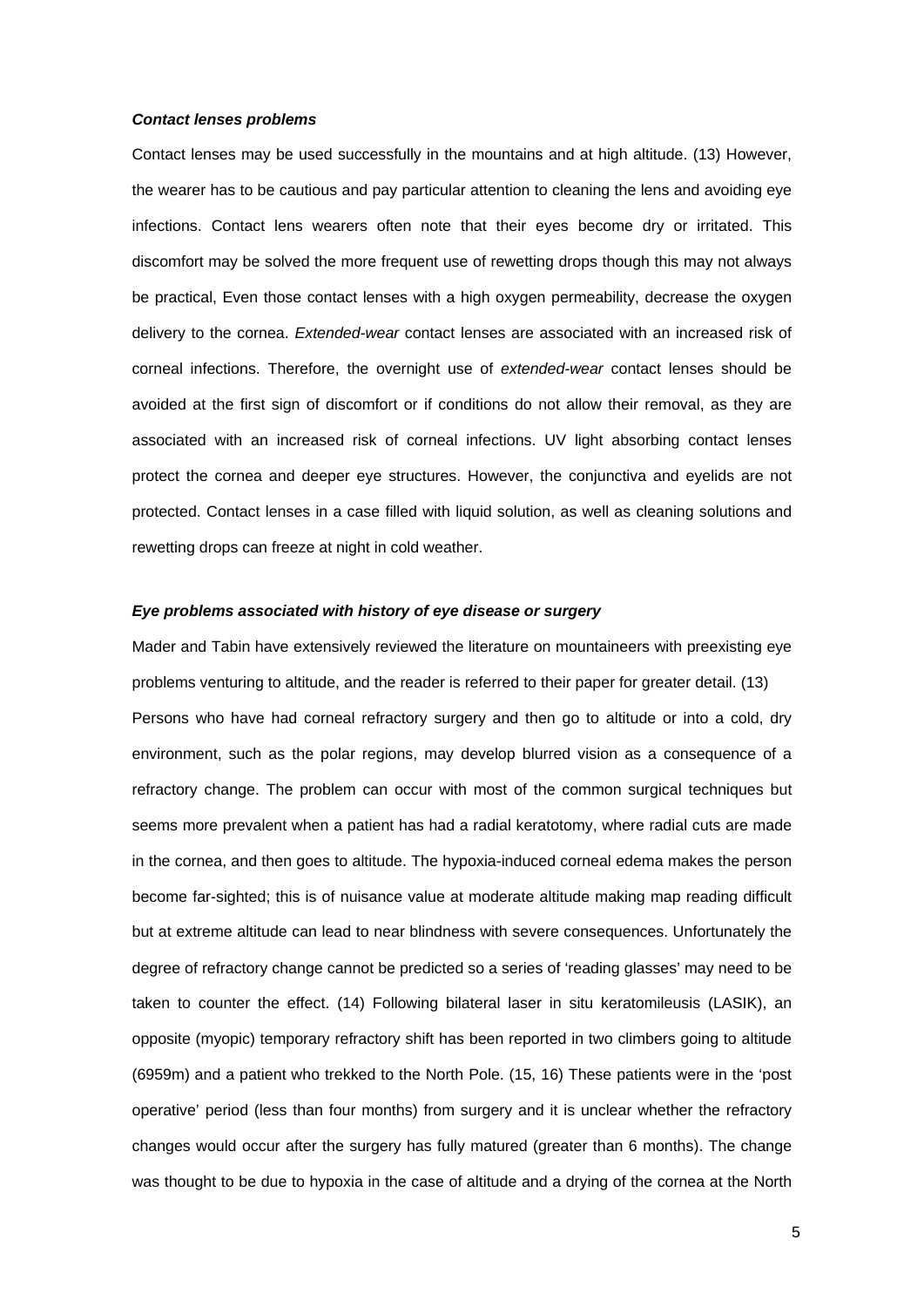***Contact lenses problems***

Contact lenses may be used successfully in the mountains and at high altitude. (13) However, the wearer has to be cautious and pay particular attention to cleaning the lens and avoiding eye infections. Contact lens wearers often note that their eyes become dry or irritated. This discomfort may be solved the more frequent use of rewetting drops though this may not always be practical, Even those contact lenses with a high oxygen permeability, decrease the oxygen delivery to the cornea. *Extended-wear* contact lenses are associated with an increased risk of corneal infections. Therefore, the overnight use of *extended-wear* contact lenses should be avoided at the first sign of discomfort or if conditions do not allow their removal, as they are associated with an increased risk of corneal infections. UV light absorbing contact lenses protect the cornea and deeper eye structures. However, the conjunctiva and eyelids are not protected. Contact lenses in a case filled with liquid solution, as well as cleaning solutions and rewetting drops can freeze at night in cold weather.

***Eye problems associated with history of eye disease or surgery***

Mader and Tabin have extensively reviewed the literature on mountaineers with preexisting eye problems venturing to altitude, and the reader is referred to their paper for greater detail. (13)
Persons who have had corneal refractory surgery and then go to altitude or into a cold, dry environment, such as the polar regions, may develop blurred vision as a consequence of a refractory change. The problem can occur with most of the common surgical techniques but seems more prevalent when a patient has had a radial keratotomy, where radial cuts are made in the cornea, and then goes to altitude. The hypoxia-induced corneal edema makes the person become far-sighted; this is of nuisance value at moderate altitude making map reading difficult but at extreme altitude can lead to near blindness with severe consequences. Unfortunately the degree of refractory change cannot be predicted so a series of 'reading glasses' may need to be taken to counter the effect. (14) Following bilateral laser in situ keratomileusis (LASIK), an opposite (myopic) temporary refractory shift has been reported in two climbers going to altitude (6959m) and a patient who trekked to the North Pole. (15, 16) These patients were in the 'post operative' period (less than four months) from surgery and it is unclear whether the refractory changes would occur after the surgery has fully matured (greater than 6 months). The change was thought to be due to hypoxia in the case of altitude and a drying of the cornea at the North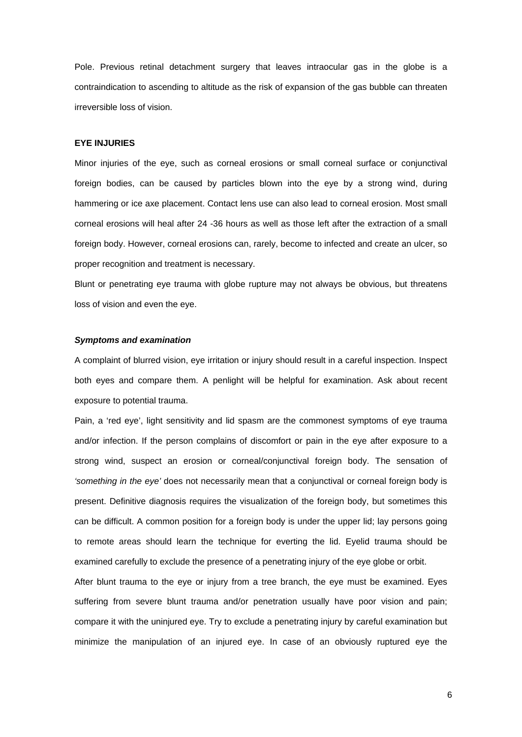Pole. Previous retinal detachment surgery that leaves intraocular gas in the globe is a contraindication to ascending to altitude as the risk of expansion of the gas bubble can threaten irreversible loss of vision.

## EYE INJURIES

Minor injuries of the eye, such as corneal erosions or small corneal surface or conjunctival foreign bodies, can be caused by particles blown into the eye by a strong wind, during hammering or ice axe placement. Contact lens use can also lead to corneal erosion. Most small corneal erosions will heal after 24 -36 hours as well as those left after the extraction of a small foreign body. However, corneal erosions can, rarely, become to infected and create an ulcer, so proper recognition and treatment is necessary.

Blunt or penetrating eye trauma with globe rupture may not always be obvious, but threatens loss of vision and even the eye.

### *Symptoms and examination*

A complaint of blurred vision, eye irritation or injury should result in a careful inspection. Inspect both eyes and compare them. A penlight will be helpful for examination. Ask about recent exposure to potential trauma.

Pain, a 'red eye', light sensitivity and lid spasm are the commonest symptoms of eye trauma and/or infection. If the person complains of discomfort or pain in the eye after exposure to a strong wind, suspect an erosion or corneal/conjunctival foreign body. The sensation of *'something in the eye'* does not necessarily mean that a conjunctival or corneal foreign body is present. Definitive diagnosis requires the visualization of the foreign body, but sometimes this can be difficult. A common position for a foreign body is under the upper lid; lay persons going to remote areas should learn the technique for everting the lid. Eyelid trauma should be examined carefully to exclude the presence of a penetrating injury of the eye globe or orbit.

After blunt trauma to the eye or injury from a tree branch, the eye must be examined. Eyes suffering from severe blunt trauma and/or penetration usually have poor vision and pain; compare it with the uninjured eye. Try to exclude a penetrating injury by careful examination but minimize the manipulation of an injured eye. In case of an obviously ruptured eye the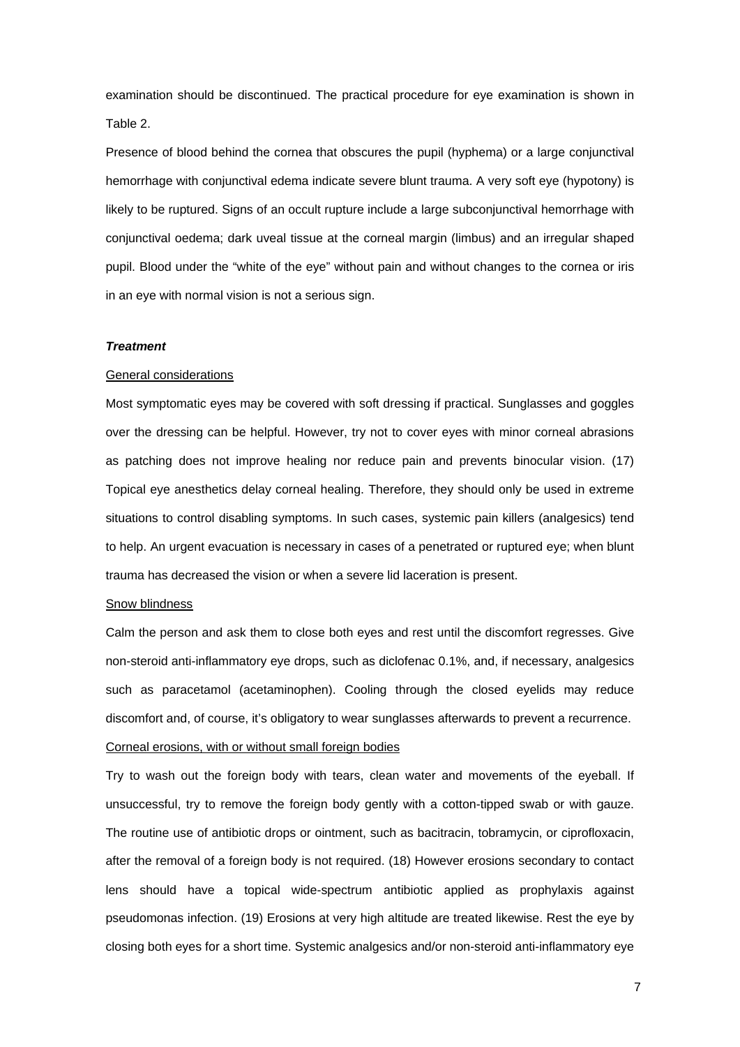examination should be discontinued. The practical procedure for eye examination is shown in Table 2.

Presence of blood behind the cornea that obscures the pupil (hyphema) or a large conjunctival hemorrhage with conjunctival edema indicate severe blunt trauma. A very soft eye (hypotony) is likely to be ruptured. Signs of an occult rupture include a large subconjunctival hemorrhage with conjunctival oedema; dark uveal tissue at the corneal margin (limbus) and an irregular shaped pupil. Blood under the "white of the eye" without pain and without changes to the cornea or iris in an eye with normal vision is not a serious sign.

***Treatment***

General considerations

Most symptomatic eyes may be covered with soft dressing if practical. Sunglasses and goggles over the dressing can be helpful. However, try not to cover eyes with minor corneal abrasions as patching does not improve healing nor reduce pain and prevents binocular vision. (17) Topical eye anesthetics delay corneal healing. Therefore, they should only be used in extreme situations to control disabling symptoms. In such cases, systemic pain killers (analgesics) tend to help. An urgent evacuation is necessary in cases of a penetrated or ruptured eye; when blunt trauma has decreased the vision or when a severe lid laceration is present.

Snow blindness

Calm the person and ask them to close both eyes and rest until the discomfort regresses. Give non-steroid anti-inflammatory eye drops, such as diclofenac 0.1%, and, if necessary, analgesics such as paracetamol (acetaminophen). Cooling through the closed eyelids may reduce discomfort and, of course, it's obligatory to wear sunglasses afterwards to prevent a recurrence.

Corneal erosions, with or without small foreign bodies

Try to wash out the foreign body with tears, clean water and movements of the eyeball. If unsuccessful, try to remove the foreign body gently with a cotton-tipped swab or with gauze. The routine use of antibiotic drops or ointment, such as bacitracin, tobramycin, or ciprofloxacin, after the removal of a foreign body is not required. (18) However erosions secondary to contact lens should have a topical wide-spectrum antibiotic applied as prophylaxis against pseudomonas infection. (19) Erosions at very high altitude are treated likewise. Rest the eye by closing both eyes for a short time. Systemic analgesics and/or non-steroid anti-inflammatory eye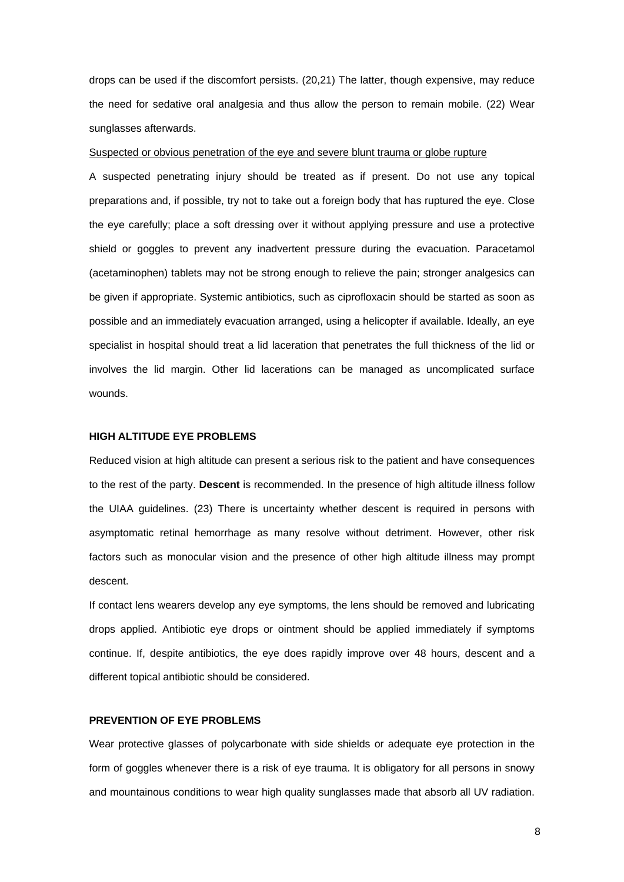drops can be used if the discomfort persists. (20,21) The latter, though expensive, may reduce the need for sedative oral analgesia and thus allow the person to remain mobile. (22) Wear sunglasses afterwards.

<u>Suspected or obvious penetration of the eye and severe blunt trauma or globe rupture</u>

A suspected penetrating injury should be treated as if present. Do not use any topical preparations and, if possible, try not to take out a foreign body that has ruptured the eye. Close the eye carefully; place a soft dressing over it without applying pressure and use a protective shield or goggles to prevent any inadvertent pressure during the evacuation. Paracetamol (acetaminophen) tablets may not be strong enough to relieve the pain; stronger analgesics can be given if appropriate. Systemic antibiotics, such as ciprofloxacin should be started as soon as possible and an immediately evacuation arranged, using a helicopter if available. Ideally, an eye specialist in hospital should treat a lid laceration that penetrates the full thickness of the lid or involves the lid margin. Other lid lacerations can be managed as uncomplicated surface wounds.

## HIGH ALTITUDE EYE PROBLEMS

Reduced vision at high altitude can present a serious risk to the patient and have consequences to the rest of the party. **Descent** is recommended. In the presence of high altitude illness follow the UIAA guidelines. (23) There is uncertainty whether descent is required in persons with asymptomatic retinal hemorrhage as many resolve without detriment. However, other risk factors such as monocular vision and the presence of other high altitude illness may prompt descent.

If contact lens wearers develop any eye symptoms, the lens should be removed and lubricating drops applied. Antibiotic eye drops or ointment should be applied immediately if symptoms continue. If, despite antibiotics, the eye does rapidly improve over 48 hours, descent and a different topical antibiotic should be considered.

## PREVENTION OF EYE PROBLEMS

Wear protective glasses of polycarbonate with side shields or adequate eye protection in the form of goggles whenever there is a risk of eye trauma. It is obligatory for all persons in snowy and mountainous conditions to wear high quality sunglasses made that absorb all UV radiation.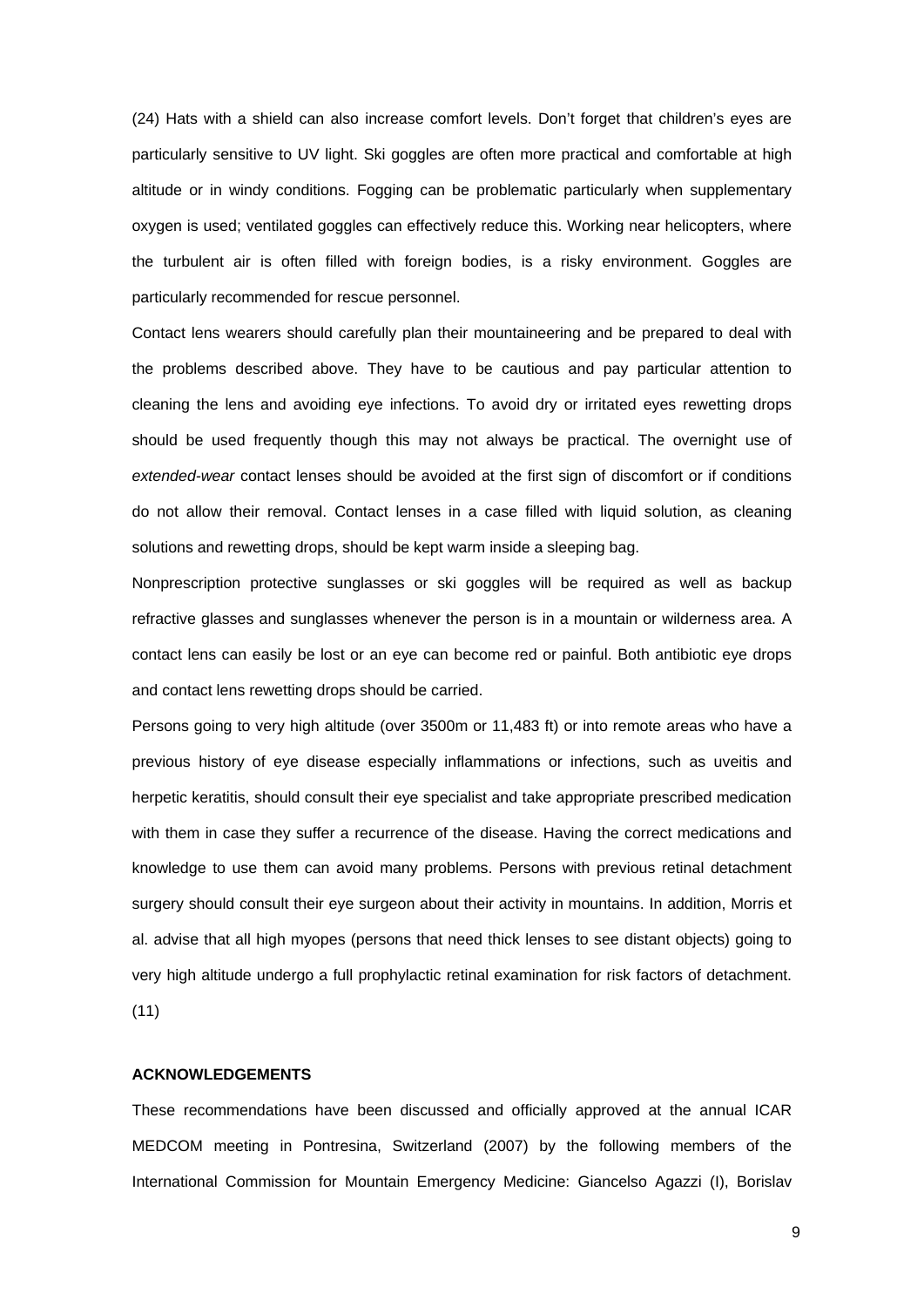(24) Hats with a shield can also increase comfort levels. Don't forget that children's eyes are particularly sensitive to UV light. Ski goggles are often more practical and comfortable at high altitude or in windy conditions. Fogging can be problematic particularly when supplementary oxygen is used; ventilated goggles can effectively reduce this. Working near helicopters, where the turbulent air is often filled with foreign bodies, is a risky environment. Goggles are particularly recommended for rescue personnel.

Contact lens wearers should carefully plan their mountaineering and be prepared to deal with the problems described above. They have to be cautious and pay particular attention to cleaning the lens and avoiding eye infections. To avoid dry or irritated eyes rewetting drops should be used frequently though this may not always be practical. The overnight use of *extended-wear* contact lenses should be avoided at the first sign of discomfort or if conditions do not allow their removal. Contact lenses in a case filled with liquid solution, as cleaning solutions and rewetting drops, should be kept warm inside a sleeping bag.

Nonprescription protective sunglasses or ski goggles will be required as well as backup refractive glasses and sunglasses whenever the person is in a mountain or wilderness area. A contact lens can easily be lost or an eye can become red or painful. Both antibiotic eye drops and contact lens rewetting drops should be carried.

Persons going to very high altitude (over 3500m or 11,483 ft) or into remote areas who have a previous history of eye disease especially inflammations or infections, such as uveitis and herpetic keratitis, should consult their eye specialist and take appropriate prescribed medication with them in case they suffer a recurrence of the disease. Having the correct medications and knowledge to use them can avoid many problems. Persons with previous retinal detachment surgery should consult their eye surgeon about their activity in mountains. In addition, Morris et al. advise that all high myopes (persons that need thick lenses to see distant objects) going to very high altitude undergo a full prophylactic retinal examination for risk factors of detachment. (11)

**ACKNOWLEDGEMENTS**

These recommendations have been discussed and officially approved at the annual ICAR MEDCOM meeting in Pontresina, Switzerland (2007) by the following members of the International Commission for Mountain Emergency Medicine: Giancelso Agazzi (I), Borislav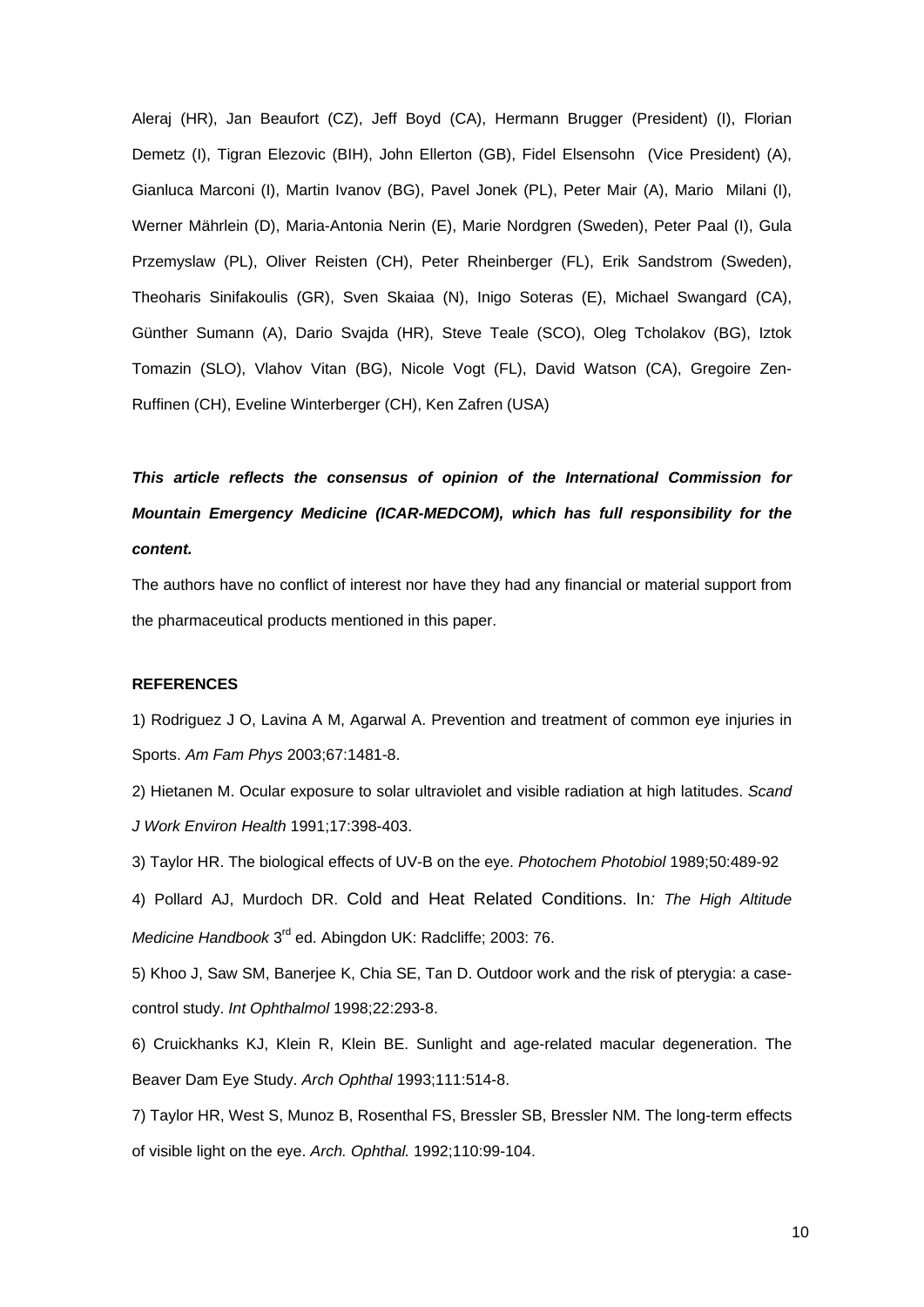Aleraj (HR), Jan Beaufort (CZ), Jeff Boyd (CA), Hermann Brugger (President) (I), Florian Demetz (I), Tigran Elezovic (BIH), John Ellerton (GB), Fidel Elsensohn (Vice President) (A), Gianluca Marconi (I), Martin Ivanov (BG), Pavel Jonek (PL), Peter Mair (A), Mario Milani (I), Werner Mährlein (D), Maria-Antonia Nerin (E), Marie Nordgren (Sweden), Peter Paal (I), Gula Przemyslaw (PL), Oliver Reisten (CH), Peter Rheinberger (FL), Erik Sandstrom (Sweden), Theoharis Sinifakoulis (GR), Sven Skaiaa (N), Inigo Soteras (E), Michael Swangard (CA), Günther Sumann (A), Dario Svajda (HR), Steve Teale (SCO), Oleg Tcholakov (BG), Iztok Tomazin (SLO), Vlahov Vitan (BG), Nicole Vogt (FL), David Watson (CA), Gregoire Zen-Ruffinen (CH), Eveline Winterberger (CH), Ken Zafren (USA)

***This article reflects the consensus of opinion of the International Commission for Mountain Emergency Medicine (ICAR-MEDCOM), which has full responsibility for the content.***

The authors have no conflict of interest nor have they had any financial or material support from the pharmaceutical products mentioned in this paper.

**REFERENCES**

1) Rodriguez J O, Lavina A M, Agarwal A. Prevention and treatment of common eye injuries in Sports. *Am Fam Phys* 2003;67:1481-8.

2) Hietanen M. Ocular exposure to solar ultraviolet and visible radiation at high latitudes. *Scand J Work Environ Health* 1991;17:398-403.

3) Taylor HR. The biological effects of UV-B on the eye. *Photochem Photobiol* 1989;50:489-92

4) Pollard AJ, Murdoch DR. Cold and Heat Related Conditions. In*: The High Altitude Medicine Handbook* 3rd ed. Abingdon UK: Radcliffe; 2003: 76.

5) Khoo J, Saw SM, Banerjee K, Chia SE, Tan D. Outdoor work and the risk of pterygia: a case-control study. *Int Ophthalmol* 1998;22:293-8.

6) Cruickhanks KJ, Klein R, Klein BE. Sunlight and age-related macular degeneration. The Beaver Dam Eye Study. *Arch Ophthal* 1993;111:514-8.

7) Taylor HR, West S, Munoz B, Rosenthal FS, Bressler SB, Bressler NM. The long-term effects of visible light on the eye. *Arch. Ophthal.* 1992;110:99-104.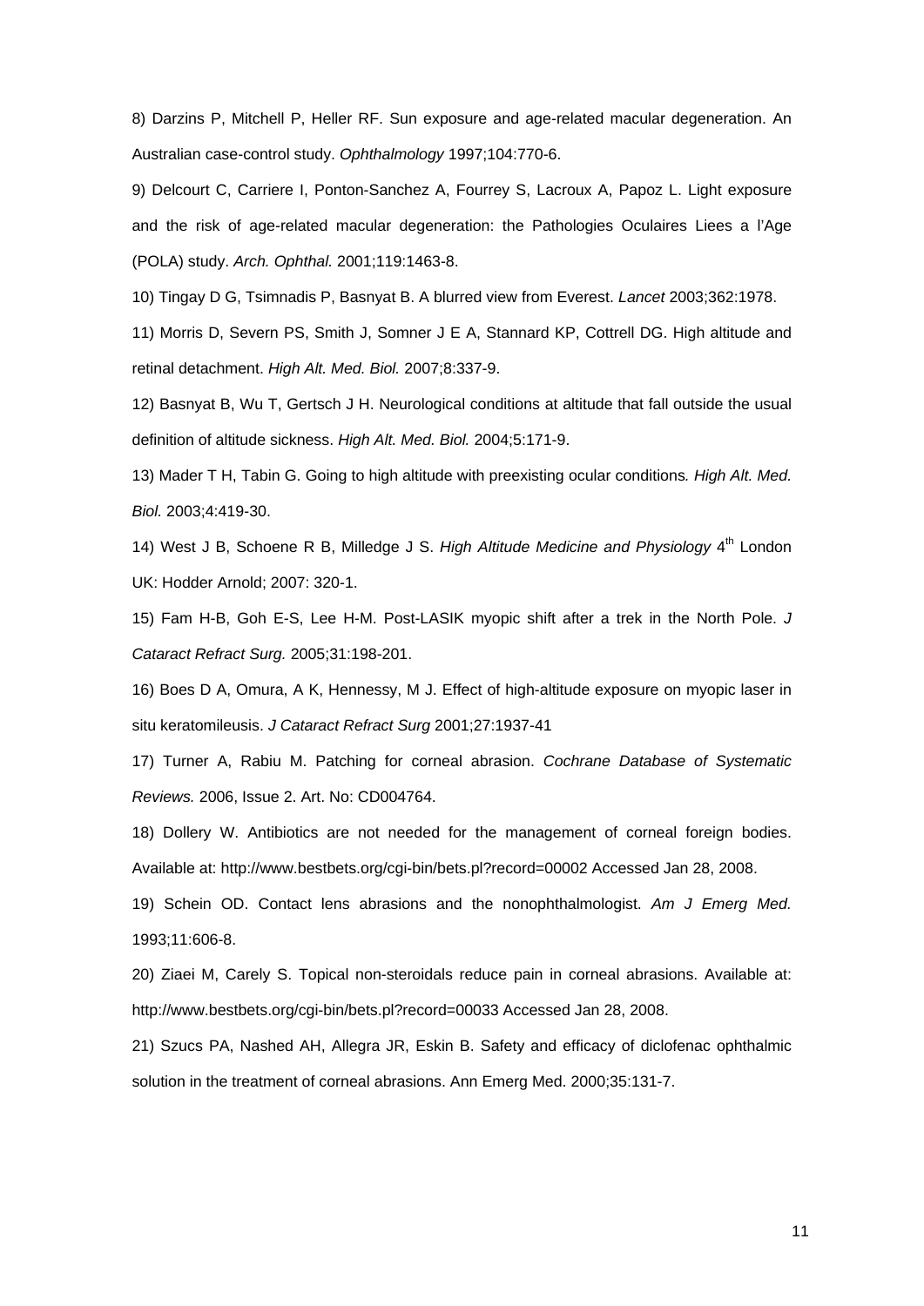8) Darzins P, Mitchell P, Heller RF. Sun exposure and age-related macular degeneration. An Australian case-control study. *Ophthalmology* 1997;104:770-6.

9) Delcourt C, Carriere I, Ponton-Sanchez A, Fourrey S, Lacroux A, Papoz L. Light exposure and the risk of age-related macular degeneration: the Pathologies Oculaires Liees a l'Age (POLA) study. *Arch. Ophthal.* 2001;119:1463-8.

10) Tingay D G, Tsimnadis P, Basnyat B. A blurred view from Everest. *Lancet* 2003;362:1978.

11) Morris D, Severn PS, Smith J, Somner J E A, Stannard KP, Cottrell DG. High altitude and retinal detachment. *High Alt. Med. Biol.* 2007;8:337-9.

12) Basnyat B, Wu T, Gertsch J H. Neurological conditions at altitude that fall outside the usual definition of altitude sickness. *High Alt. Med. Biol.* 2004;5:171-9.

13) Mader T H, Tabin G. Going to high altitude with preexisting ocular conditions*. High Alt. Med. Biol.* 2003;4:419-30.

14) West J B, Schoene R B, Milledge J S. *High Altitude Medicine and Physiology* 4th London UK: Hodder Arnold; 2007: 320-1.

15) Fam H-B, Goh E-S, Lee H-M. Post-LASIK myopic shift after a trek in the North Pole. *J Cataract Refract Surg.* 2005;31:198-201.

16) Boes D A, Omura, A K, Hennessy, M J. Effect of high-altitude exposure on myopic laser in situ keratomileusis. *J Cataract Refract Surg* 2001;27:1937-41

17) Turner A, Rabiu M. Patching for corneal abrasion. *Cochrane Database of Systematic Reviews.* 2006, Issue 2. Art. No: CD004764.

18) Dollery W. Antibiotics are not needed for the management of corneal foreign bodies. Available at: http://www.bestbets.org/cgi-bin/bets.pl?record=00002 Accessed Jan 28, 2008.

19) Schein OD. Contact lens abrasions and the nonophthalmologist. *Am J Emerg Med.* 1993;11:606-8.

20) Ziaei M, Carely S. Topical non-steroidals reduce pain in corneal abrasions. Available at: http://www.bestbets.org/cgi-bin/bets.pl?record=00033 Accessed Jan 28, 2008.

21) Szucs PA, Nashed AH, Allegra JR, Eskin B. Safety and efficacy of diclofenac ophthalmic solution in the treatment of corneal abrasions. Ann Emerg Med. 2000;35:131-7.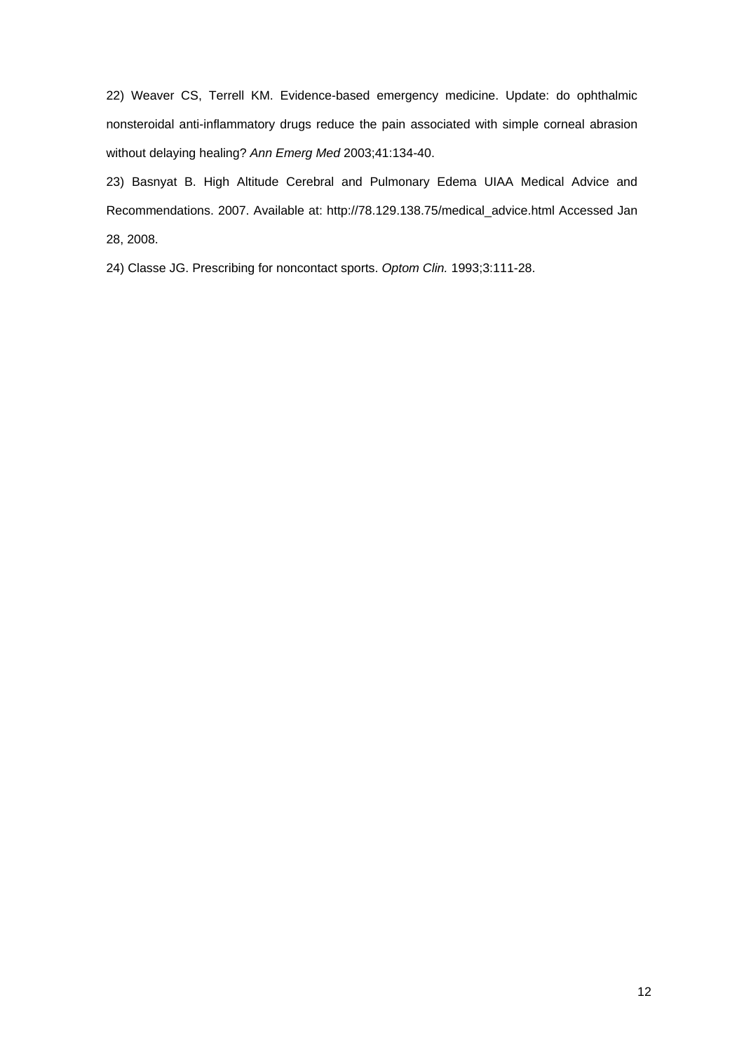22) Weaver CS, Terrell KM. Evidence-based emergency medicine. Update: do ophthalmic nonsteroidal anti-inflammatory drugs reduce the pain associated with simple corneal abrasion without delaying healing? *Ann Emerg Med* 2003;41:134-40.

23) Basnyat B. High Altitude Cerebral and Pulmonary Edema UIAA Medical Advice and Recommendations. 2007. Available at: http://78.129.138.75/medical_advice.html Accessed Jan 28, 2008.

24) Classe JG. Prescribing for noncontact sports. *Optom Clin.* 1993;3:111-28.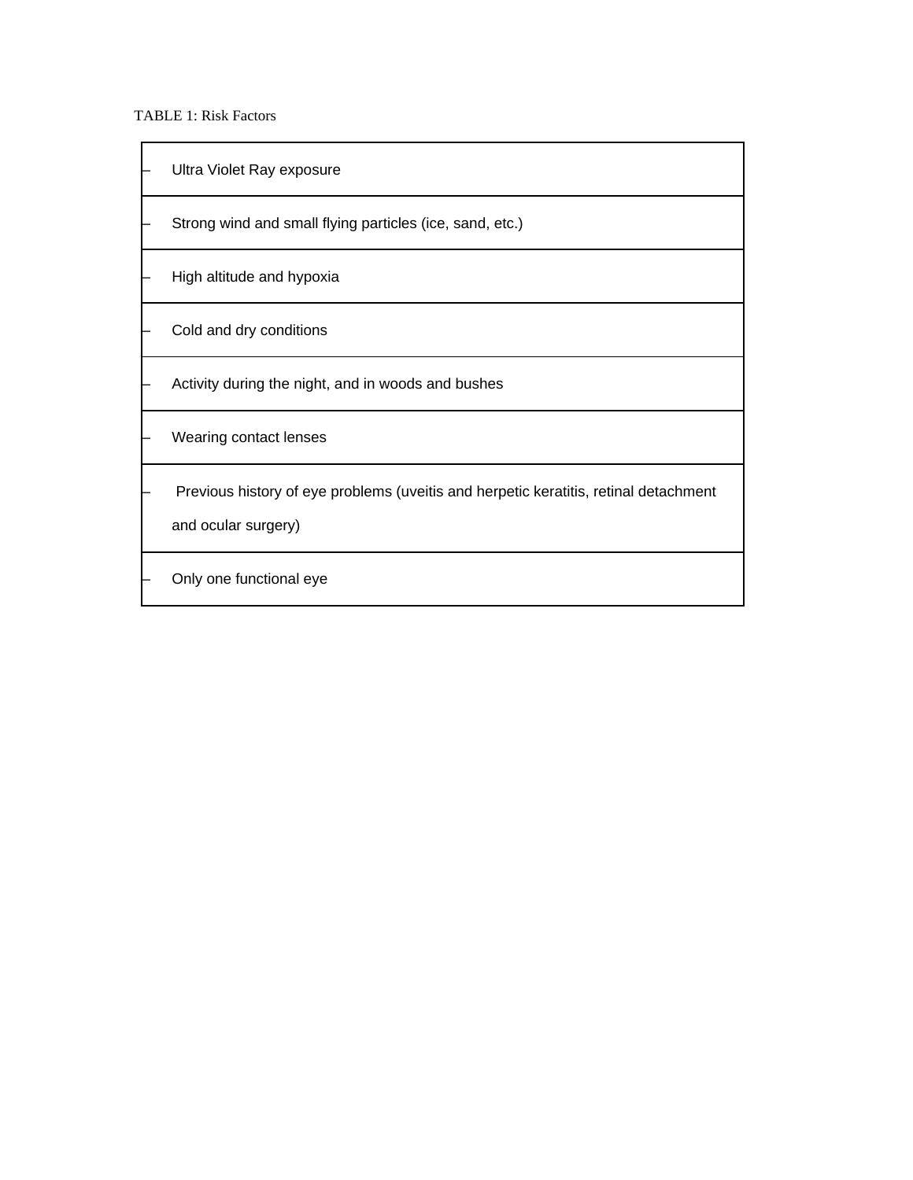TABLE 1: Risk Factors

| |
|---|
| – Ultra Violet Ray exposure |
| – Strong wind and small flying particles (ice, sand, etc.) |
| – High altitude and hypoxia |
| – Cold and dry conditions |
| – Activity during the night, and in woods and bushes |
| – Wearing contact lenses |
| – Previous history of eye problems (uveitis and herpetic keratitis, retinal detachment and ocular surgery) |
| – Only one functional eye |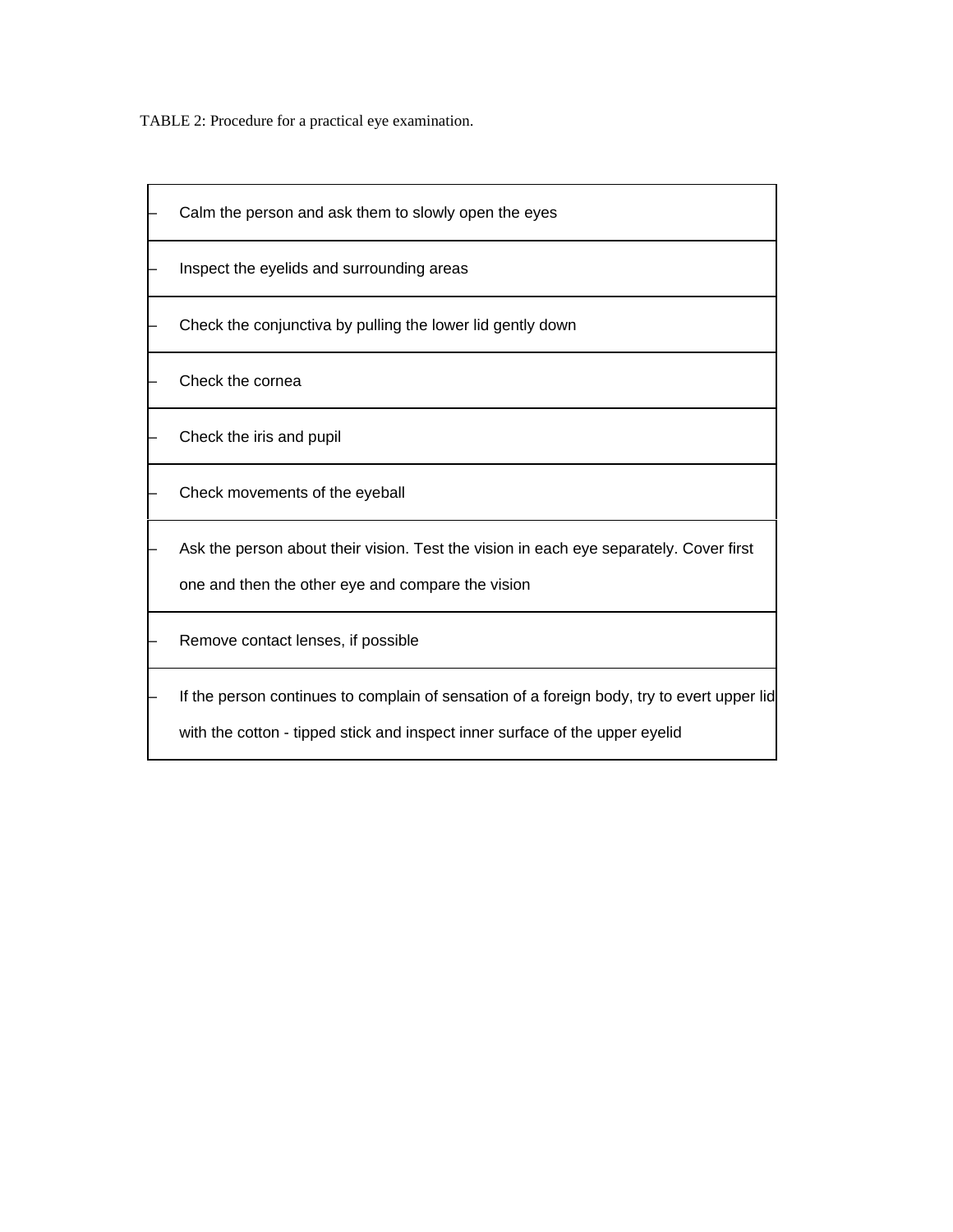TABLE 2: Procedure for a practical eye examination.

| | |
|---|---|
| – | Calm the person and ask them to slowly open the eyes |
| – | Inspect the eyelids and surrounding areas |
| – | Check the conjunctiva by pulling the lower lid gently down |
| – | Check the cornea |
| – | Check the iris and pupil |
| – | Check movements of the eyeball |
| – | Ask the person about their vision. Test the vision in each eye separately. Cover first one and then the other eye and compare the vision |
| – | Remove contact lenses, if possible |
| – | If the person continues to complain of sensation of a foreign body, try to evert upper lid with the cotton - tipped stick and inspect inner surface of the upper eyelid |